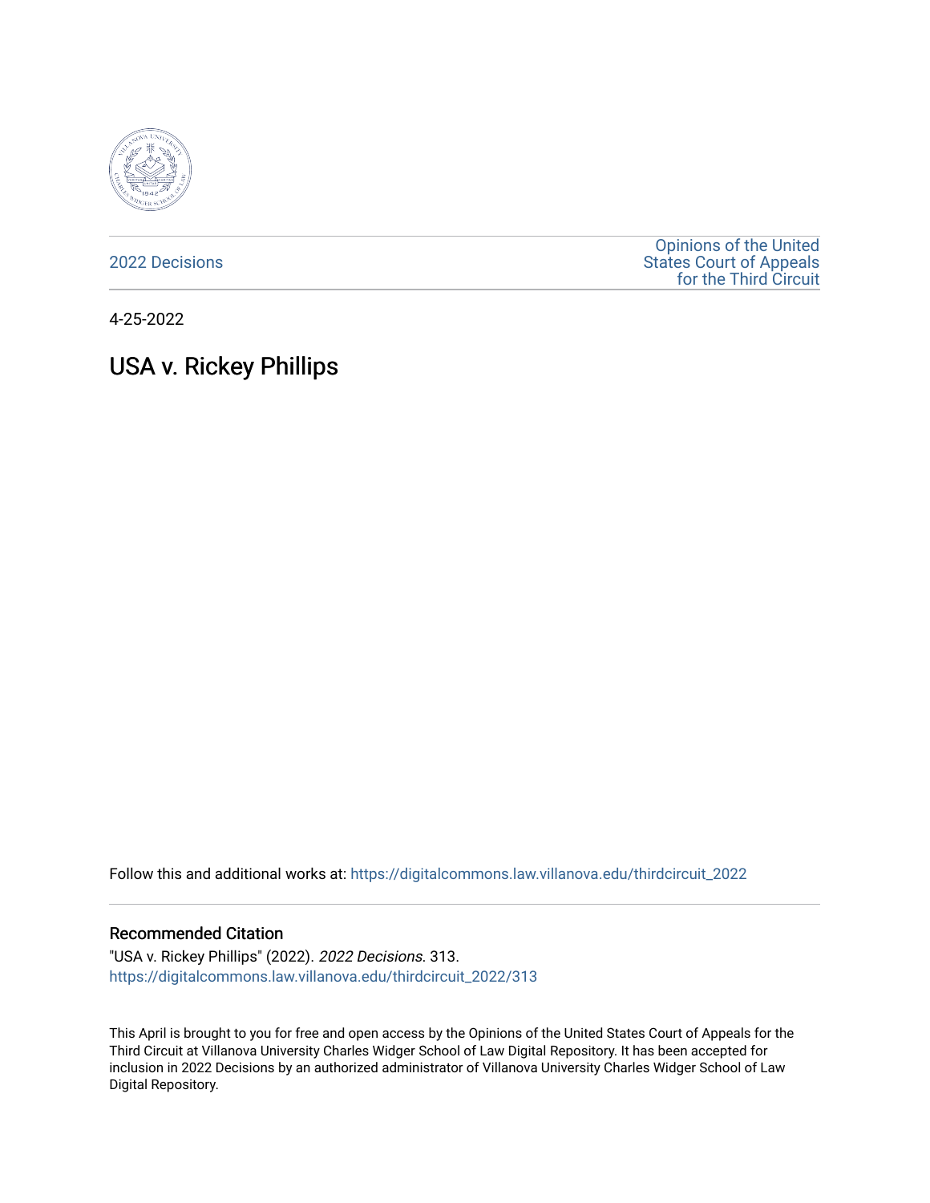2022 Decisions

Opinions of the United States Court of Appeals for the Third Circuit

4-25-2022

# USA v. Rickey Phillips

Follow this and additional works at: https://digitalcommons.law.villanova.edu/thirdcircuit_2022

### Recommended Citation

"USA v. Rickey Phillips" (2022). *2022 Decisions*. 313.
https://digitalcommons.law.villanova.edu/thirdcircuit_2022/313

This April is brought to you for free and open access by the Opinions of the United States Court of Appeals for the Third Circuit at Villanova University Charles Widger School of Law Digital Repository. It has been accepted for inclusion in 2022 Decisions by an authorized administrator of Villanova University Charles Widger School of Law Digital Repository.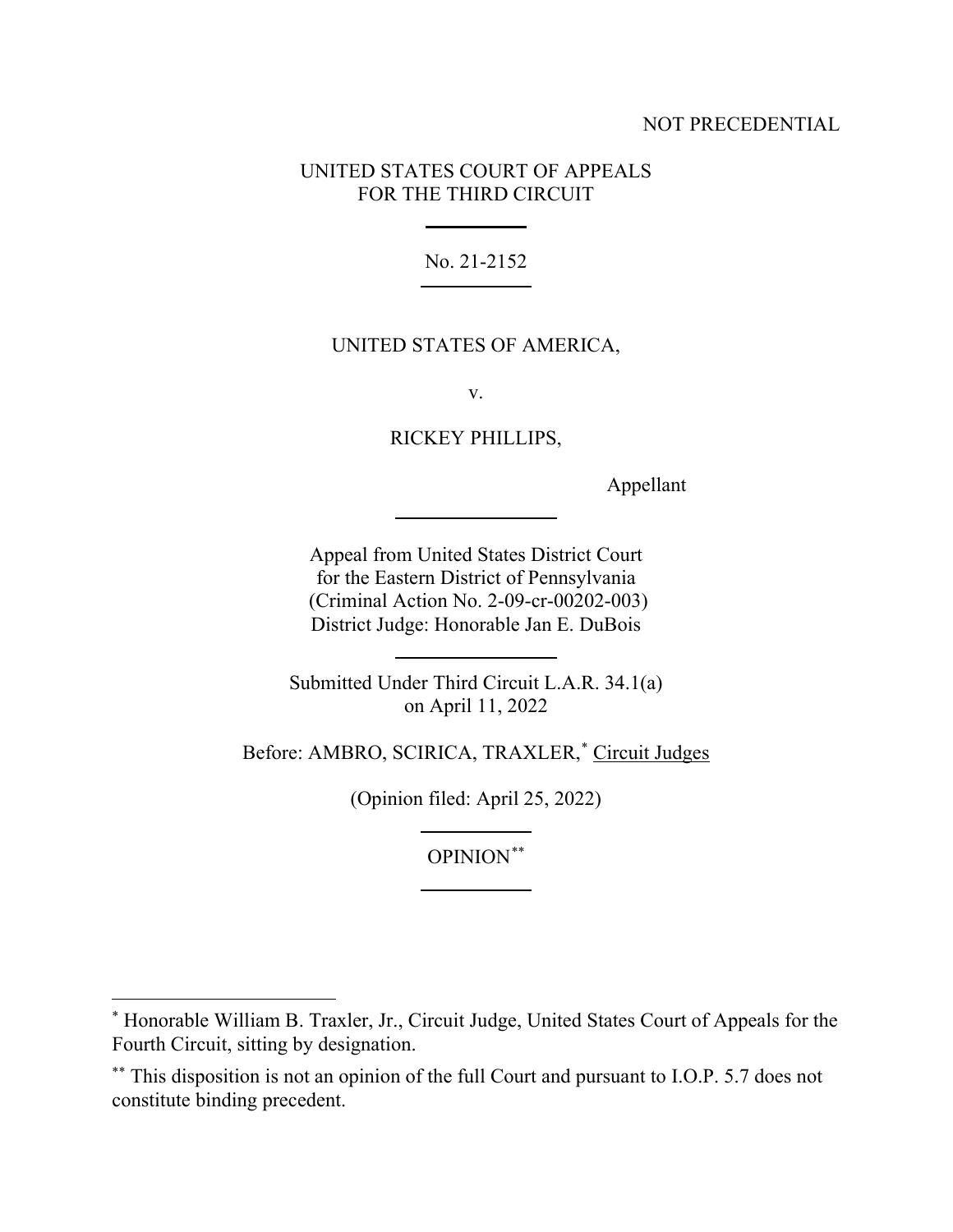NOT PRECEDENTIAL

UNITED STATES COURT OF APPEALS
FOR THE THIRD CIRCUIT

---

No. 21-2152

---

UNITED STATES OF AMERICA,

v.

RICKEY PHILLIPS,

Appellant

---

Appeal from United States District Court
for the Eastern District of Pennsylvania
(Criminal Action No. 2-09-cr-00202-003)
District Judge: Honorable Jan E. DuBois

---

Submitted Under Third Circuit L.A.R. 34.1(a)
on April 11, 2022

Before: AMBRO, SCIRICA, TRAXLER,* Circuit Judges

(Opinion filed: April 25, 2022)

---

OPINION**

---

* Honorable William B. Traxler, Jr., Circuit Judge, United States Court of Appeals for the Fourth Circuit, sitting by designation.

** This disposition is not an opinion of the full Court and pursuant to I.O.P. 5.7 does not constitute binding precedent.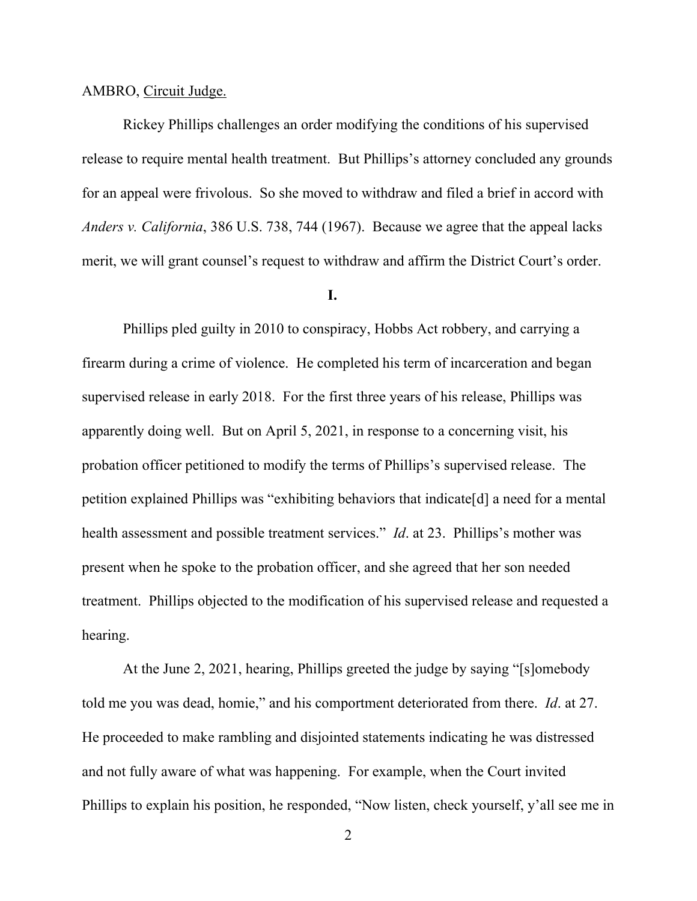AMBRO, Circuit Judge.

Rickey Phillips challenges an order modifying the conditions of his supervised release to require mental health treatment. But Phillips's attorney concluded any grounds for an appeal were frivolous. So she moved to withdraw and filed a brief in accord with *Anders v. California*, 386 U.S. 738, 744 (1967). Because we agree that the appeal lacks merit, we will grant counsel's request to withdraw and affirm the District Court's order.

**I.**

Phillips pled guilty in 2010 to conspiracy, Hobbs Act robbery, and carrying a firearm during a crime of violence. He completed his term of incarceration and began supervised release in early 2018. For the first three years of his release, Phillips was apparently doing well. But on April 5, 2021, in response to a concerning visit, his probation officer petitioned to modify the terms of Phillips's supervised release. The petition explained Phillips was "exhibiting behaviors that indicate[d] a need for a mental health assessment and possible treatment services." *Id*. at 23. Phillips's mother was present when he spoke to the probation officer, and she agreed that her son needed treatment. Phillips objected to the modification of his supervised release and requested a hearing.

At the June 2, 2021, hearing, Phillips greeted the judge by saying "[s]omebody told me you was dead, homie," and his comportment deteriorated from there. *Id*. at 27. He proceeded to make rambling and disjointed statements indicating he was distressed and not fully aware of what was happening. For example, when the Court invited Phillips to explain his position, he responded, "Now listen, check yourself, y'all see me in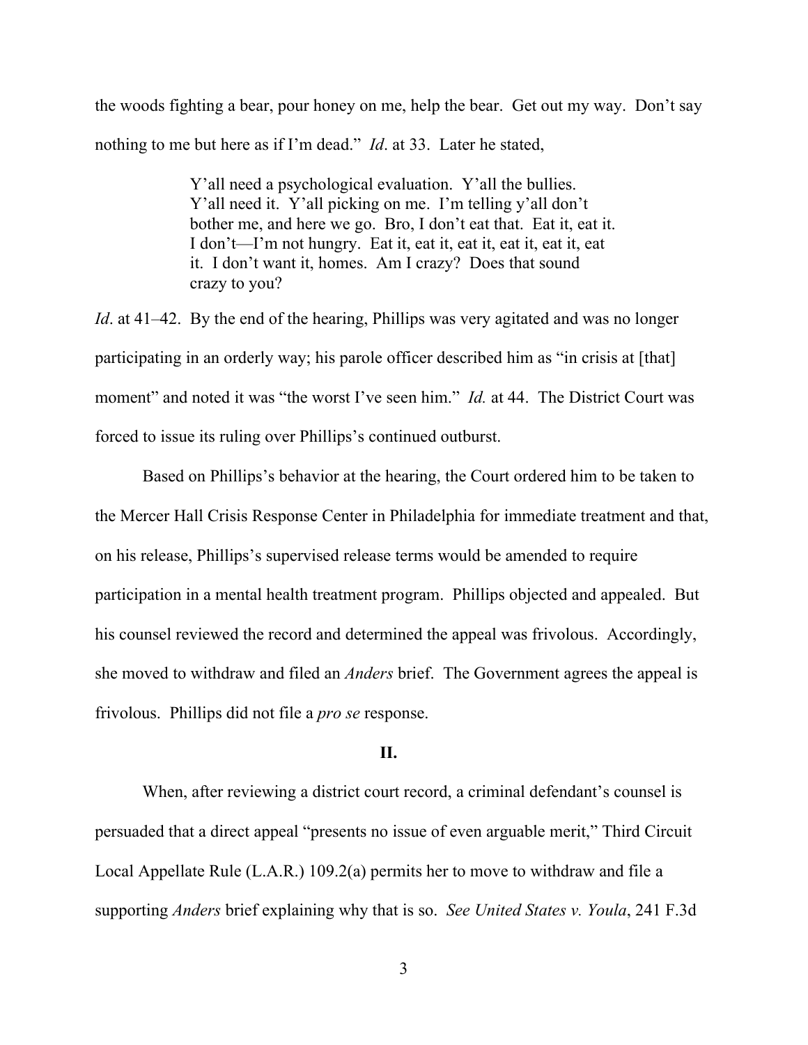the woods fighting a bear, pour honey on me, help the bear. Get out my way. Don't say nothing to me but here as if I'm dead." *Id*. at 33. Later he stated,

> Y'all need a psychological evaluation. Y'all the bullies. Y'all need it. Y'all picking on me. I'm telling y'all don't bother me, and here we go. Bro, I don't eat that. Eat it, eat it. I don't—I'm not hungry. Eat it, eat it, eat it, eat it, eat it, eat it. I don't want it, homes. Am I crazy? Does that sound crazy to you?

*Id*. at 41–42. By the end of the hearing, Phillips was very agitated and was no longer participating in an orderly way; his parole officer described him as "in crisis at [that] moment" and noted it was "the worst I've seen him." *Id.* at 44. The District Court was forced to issue its ruling over Phillips's continued outburst.

Based on Phillips's behavior at the hearing, the Court ordered him to be taken to the Mercer Hall Crisis Response Center in Philadelphia for immediate treatment and that, on his release, Phillips's supervised release terms would be amended to require participation in a mental health treatment program. Phillips objected and appealed. But his counsel reviewed the record and determined the appeal was frivolous. Accordingly, she moved to withdraw and filed an *Anders* brief. The Government agrees the appeal is frivolous. Phillips did not file a *pro se* response.

## II.

When, after reviewing a district court record, a criminal defendant's counsel is persuaded that a direct appeal "presents no issue of even arguable merit," Third Circuit Local Appellate Rule (L.A.R.) 109.2(a) permits her to move to withdraw and file a supporting *Anders* brief explaining why that is so. *See United States v. Youla*, 241 F.3d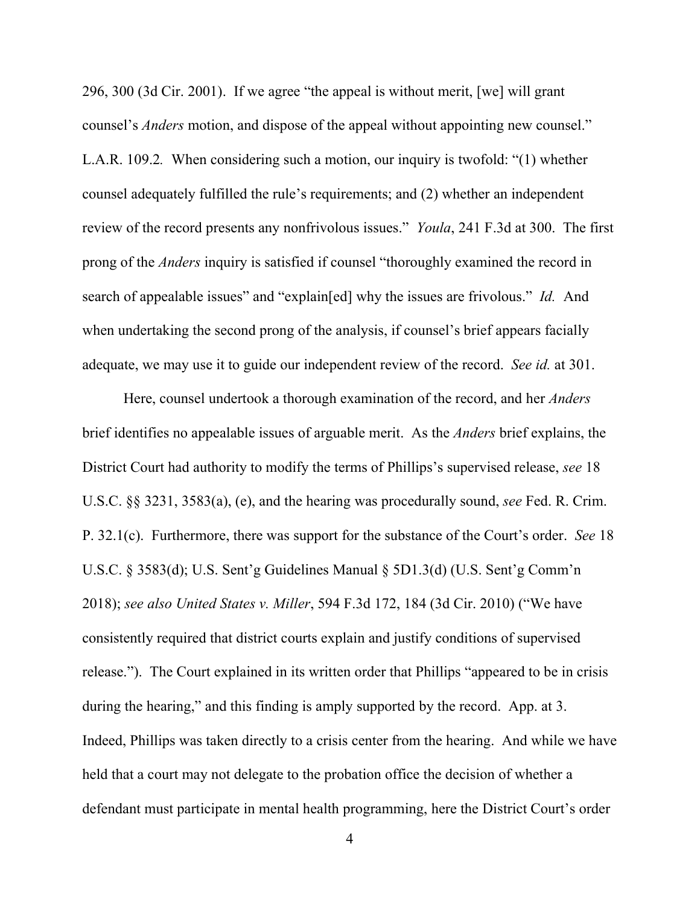296, 300 (3d Cir. 2001). If we agree "the appeal is without merit, [we] will grant counsel's *Anders* motion, and dispose of the appeal without appointing new counsel." L.A.R. 109.2*.* When considering such a motion, our inquiry is twofold: "(1) whether counsel adequately fulfilled the rule's requirements; and (2) whether an independent review of the record presents any nonfrivolous issues." *Youla*, 241 F.3d at 300. The first prong of the *Anders* inquiry is satisfied if counsel "thoroughly examined the record in search of appealable issues" and "explain[ed] why the issues are frivolous." *Id.* And when undertaking the second prong of the analysis, if counsel's brief appears facially adequate, we may use it to guide our independent review of the record. *See id.* at 301.

Here, counsel undertook a thorough examination of the record, and her *Anders* brief identifies no appealable issues of arguable merit. As the *Anders* brief explains, the District Court had authority to modify the terms of Phillips's supervised release, *see* 18 U.S.C. §§ 3231, 3583(a), (e), and the hearing was procedurally sound, *see* Fed. R. Crim. P. 32.1(c). Furthermore, there was support for the substance of the Court's order. *See* 18 U.S.C. § 3583(d); U.S. Sent'g Guidelines Manual § 5D1.3(d) (U.S. Sent'g Comm'n 2018); *see also United States v. Miller*, 594 F.3d 172, 184 (3d Cir. 2010) ("We have consistently required that district courts explain and justify conditions of supervised release."). The Court explained in its written order that Phillips "appeared to be in crisis during the hearing," and this finding is amply supported by the record. App. at 3. Indeed, Phillips was taken directly to a crisis center from the hearing. And while we have held that a court may not delegate to the probation office the decision of whether a defendant must participate in mental health programming, here the District Court's order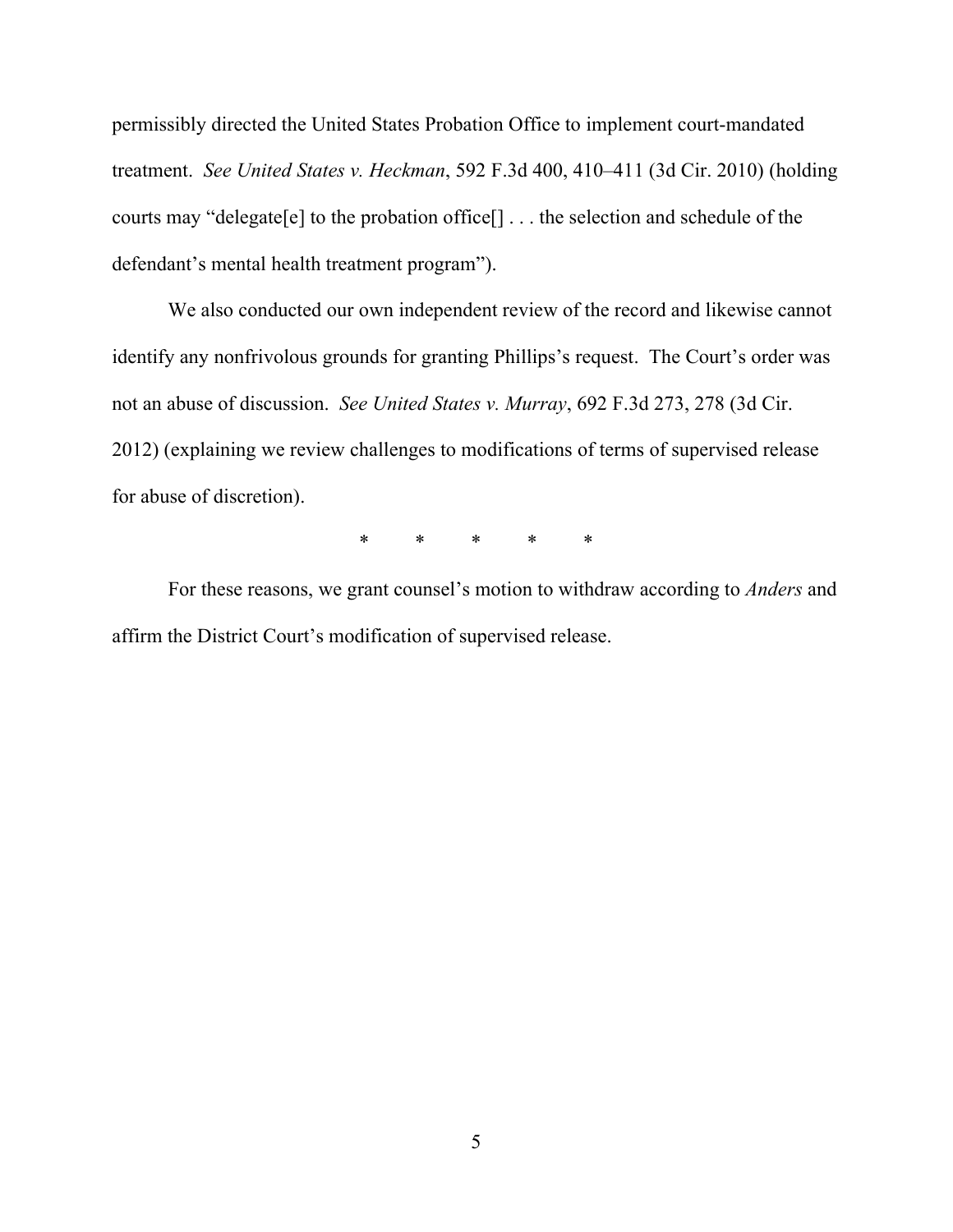permissibly directed the United States Probation Office to implement court-mandated treatment. *See United States v. Heckman*, 592 F.3d 400, 410–411 (3d Cir. 2010) (holding courts may "delegate[e] to the probation office[] . . . the selection and schedule of the defendant's mental health treatment program").

We also conducted our own independent review of the record and likewise cannot identify any nonfrivolous grounds for granting Phillips's request. The Court's order was not an abuse of discussion. *See United States v. Murray*, 692 F.3d 273, 278 (3d Cir. 2012) (explaining we review challenges to modifications of terms of supervised release for abuse of discretion).

\* \* \* \* \*

For these reasons, we grant counsel's motion to withdraw according to *Anders* and affirm the District Court's modification of supervised release.